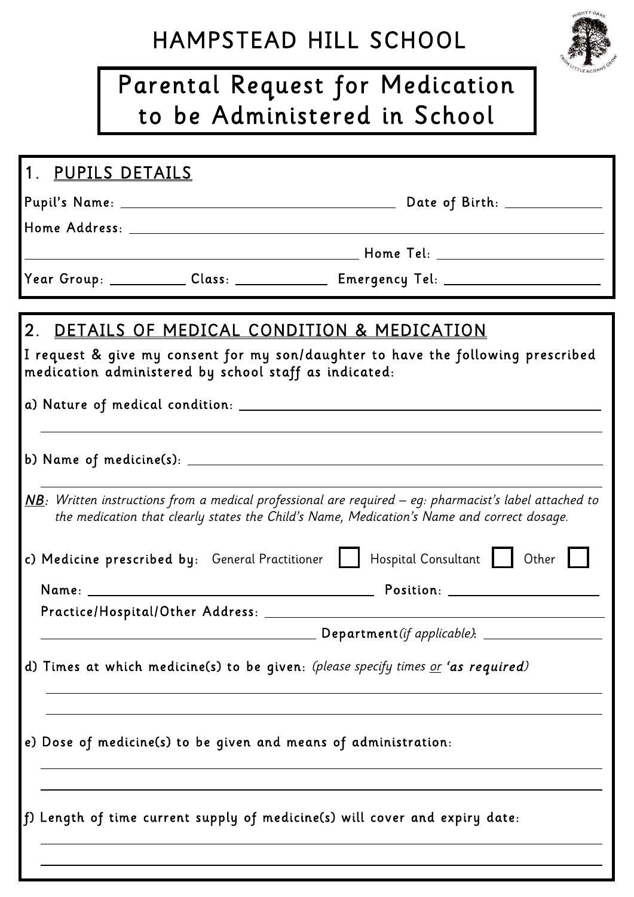# HAMPSTEAD HILL SCHOOL

## Parental Request for Medication to be Administered in School

### 1. PUPILS DETAILS

Pupil's Name: ______________________________ Date of Birth: ______________

Home Address: ______________________________________________

______________________________ Home Tel: ______________

Year Group: __________ Class: __________ Emergency Tel: ______________

### 2. DETAILS OF MEDICAL CONDITION & MEDICATION

I request & give my consent for my son/daughter to have the following prescribed medication administered by school staff as indicated:

a) Nature of medical condition: ______________________________________________

______________________________________________

b) Name of medicine(s): ______________________________________________

______________________________________________

***NB***: *Written instructions from a medical professional are required – eg: pharmacist's label attached to the medication that clearly states the Child's Name, Medication's Name and correct dosage.*

c) Medicine prescribed by: General Practitioner ☐ Hospital Consultant ☐ Other ☐

Name: ______________________________ Position: ______________

Practice/Hospital/Other Address: ______________________________________________

______________________________ Department *(if applicable)*: ______________

d) Times at which medicine(s) to be given: *(please specify times or* ***'as required'****)*

______________________________________________

______________________________________________

e) Dose of medicine(s) to be given and means of administration:

______________________________________________

______________________________________________

f) Length of time current supply of medicine(s) will cover and expiry date:

______________________________________________

______________________________________________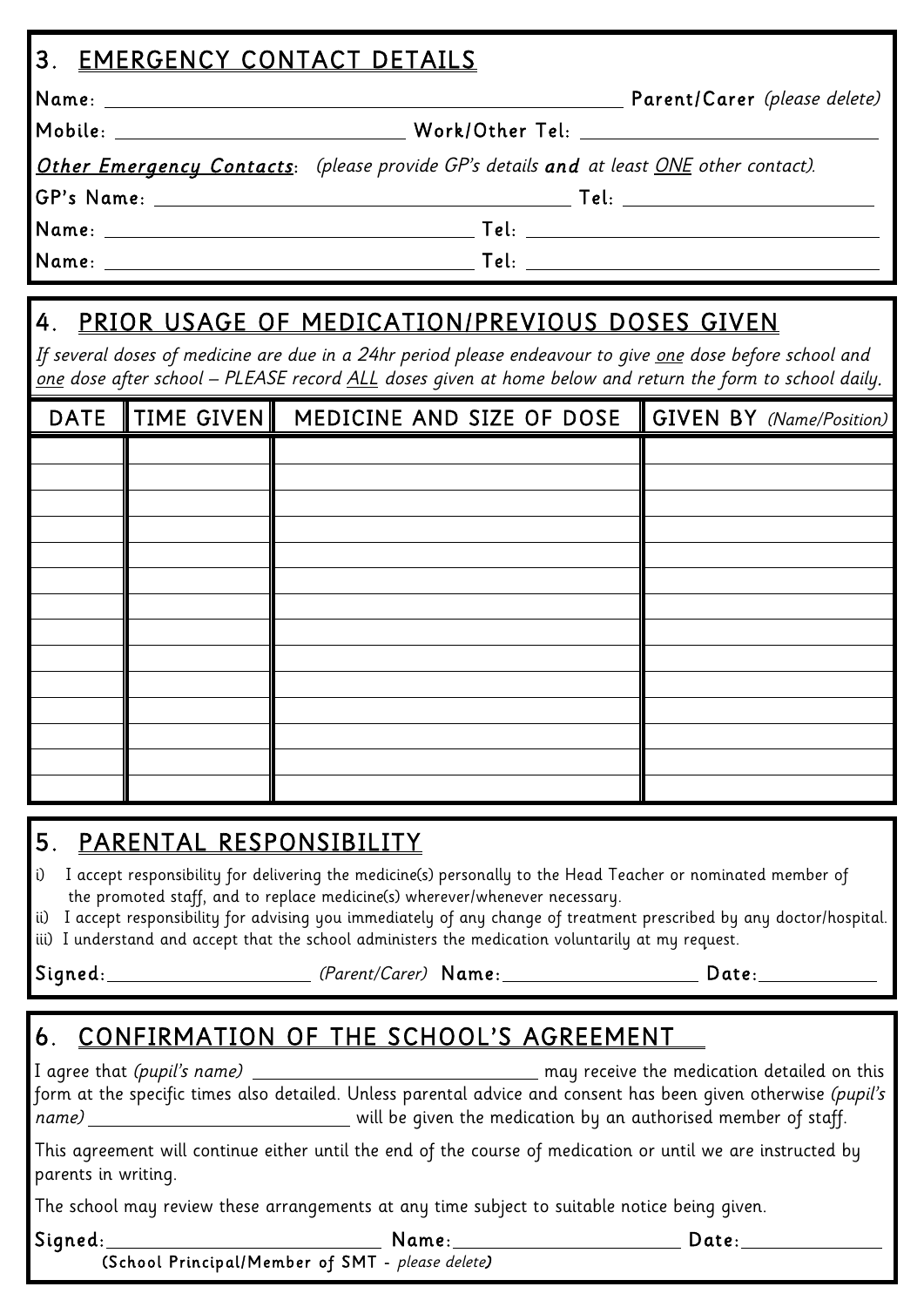## 3. EMERGENCY CONTACT DETAILS

Name: ______________________________ **Parent/Carer** *(please delete)*

Mobile: ______________________ Work/Other Tel: ______________________

***Other Emergency Contacts***: *(please provide GP's details **and** at least ONE other contact).*

GP's Name: ______________________________ Tel: ____________________

Name: ______________________________ Tel: ____________________

Name: ______________________________ Tel: ____________________

## 4. PRIOR USAGE OF MEDICATION/PREVIOUS DOSES GIVEN

*If several doses of medicine are due in a 24hr period please endeavour to give one dose before school and one dose after school – PLEASE record ALL doses given at home below and return the form to school daily.*

| DATE | TIME GIVEN | MEDICINE AND SIZE OF DOSE | GIVEN BY *(Name/Position)* |
|---|---|---|---|
| | | | |
| | | | |
| | | | |
| | | | |
| | | | |
| | | | |
| | | | |
| | | | |
| | | | |
| | | | |
| | | | |
| | | | |
| | | | |
| | | | |

## 5. PARENTAL RESPONSIBILITY

i) I accept responsibility for delivering the medicine(s) personally to the Head Teacher or nominated member of the promoted staff, and to replace medicine(s) wherever/whenever necessary.

ii) I accept responsibility for advising you immediately of any change of treatment prescribed by any doctor/hospital.

iii) I understand and accept that the school administers the medication voluntarily at my request.

**Signed:** ____________________ *(Parent/Carer)* **Name:** ____________________ **Date:** ____________

## 6. CONFIRMATION OF THE SCHOOL'S AGREEMENT

I agree that *(pupil's name)* ______________________________ may receive the medication detailed on this form at the specific times also detailed. Unless parental advice and consent has been given otherwise *(pupil's name)* ______________________________ will be given the medication by an authorised member of staff.

This agreement will continue either until the end of the course of medication or until we are instructed by parents in writing.

The school may review these arrangements at any time subject to suitable notice being given.

**Signed:** ______________________________ **Name:** ____________________ **Date:** ____________

**(School Principal/Member of SMT** - *please delete***)**